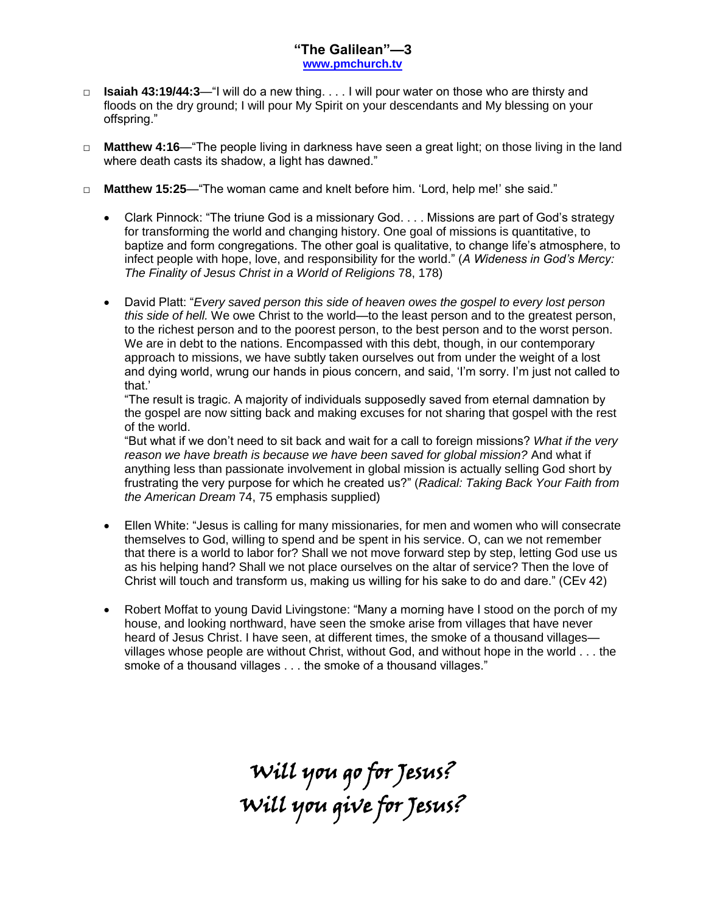# "The Galilean"—3

www.pmchurch.tv

- **Isaiah 43:19/44:3**—"I will do a new thing. . . . I will pour water on those who are thirsty and floods on the dry ground; I will pour My Spirit on your descendants and My blessing on your offspring."

- **Matthew 4:16**—"The people living in darkness have seen a great light; on those living in the land where death casts its shadow, a light has dawned."

- **Matthew 15:25**—"The woman came and knelt before him. 'Lord, help me!' she said."

  - Clark Pinnock: "The triune God is a missionary God. . . . Missions are part of God's strategy for transforming the world and changing history. One goal of missions is quantitative, to baptize and form congregations. The other goal is qualitative, to change life's atmosphere, to infect people with hope, love, and responsibility for the world." (*A Wideness in God's Mercy: The Finality of Jesus Christ in a World of Religions* 78, 178)

  - David Platt: "*Every saved person this side of heaven owes the gospel to every lost person this side of hell.* We owe Christ to the world—to the least person and to the greatest person, to the richest person and to the poorest person, to the best person and to the worst person. We are in debt to the nations. Encompassed with this debt, though, in our contemporary approach to missions, we have subtly taken ourselves out from under the weight of a lost and dying world, wrung our hands in pious concern, and said, 'I'm sorry. I'm just not called to that.'
    "The result is tragic. A majority of individuals supposedly saved from eternal damnation by the gospel are now sitting back and making excuses for not sharing that gospel with the rest of the world.
    "But what if we don't need to sit back and wait for a call to foreign missions? *What if the very reason we have breath is because we have been saved for global mission?* And what if anything less than passionate involvement in global mission is actually selling God short by frustrating the very purpose for which he created us?" (*Radical: Taking Back Your Faith from the American Dream* 74, 75 emphasis supplied)

  - Ellen White: "Jesus is calling for many missionaries, for men and women who will consecrate themselves to God, willing to spend and be spent in his service. O, can we not remember that there is a world to labor for? Shall we not move forward step by step, letting God use us as his helping hand? Shall we not place ourselves on the altar of service? Then the love of Christ will touch and transform us, making us willing for his sake to do and dare." (CEv 42)

  - Robert Moffat to young David Livingstone: "Many a morning have I stood on the porch of my house, and looking northward, have seen the smoke arise from villages that have never heard of Jesus Christ. I have seen, at different times, the smoke of a thousand villages—villages whose people are without Christ, without God, and without hope in the world . . . the smoke of a thousand villages . . . the smoke of a thousand villages."

*Will you go for Jesus?*
*Will you give for Jesus?*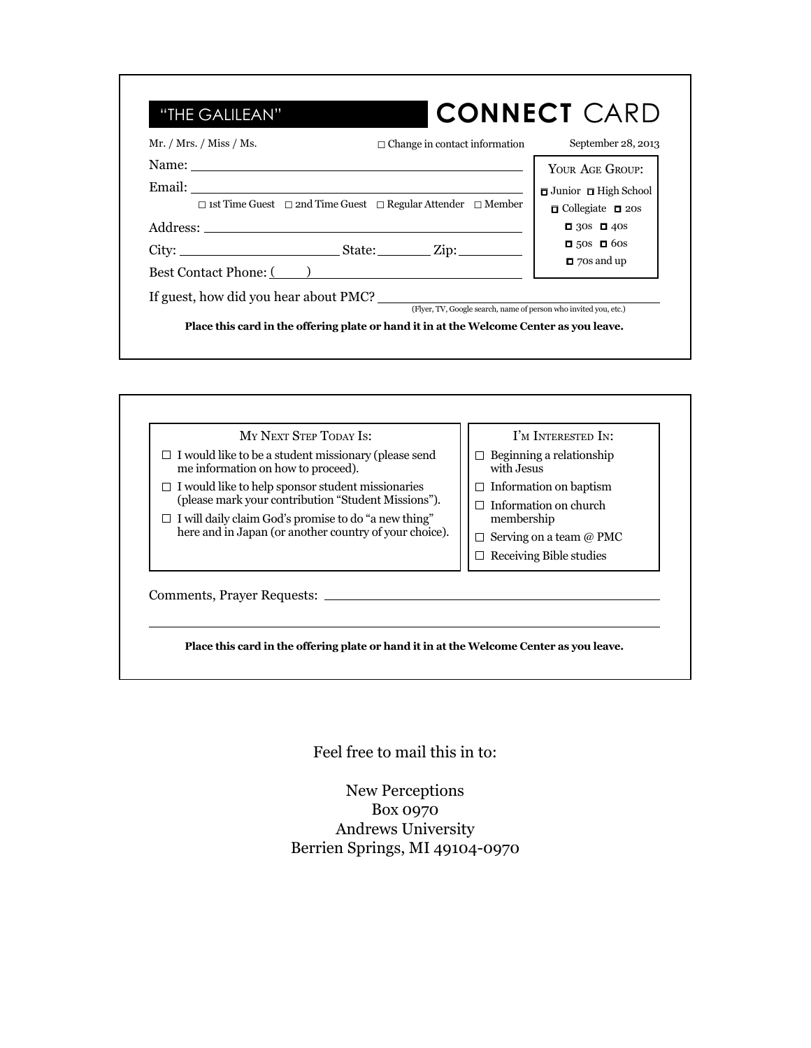"THE GALILEAN" **CONNECT** CARD

Mr. / Mrs. / Miss / Ms. ☐ Change in contact information September 28, 2013

Name: ______________________________

Email: ______________________________

☐ 1st Time Guest ☐ 2nd Time Guest ☐ Regular Attender ☐ Member

Address: ______________________________

City: __________________ State: ________ Zip: __________

Best Contact Phone: (     ) ______________________________

**Your Age Group:**

☐ Junior ☐ High School
☐ Collegiate ☐ 20s
☐ 30s ☐ 40s
☐ 50s ☐ 60s
☐ 70s and up

If guest, how did you hear about PMC? ______________________________
(Flyer, TV, Google search, name of person who invited you, etc.)

**Place this card in the offering plate or hand it in at the Welcome Center as you leave.**

---

**My Next Step Today Is:**

- ☐ I would like to be a student missionary (please send me information on how to proceed).
- ☐ I would like to help sponsor student missionaries (please mark your contribution "Student Missions").
- ☐ I will daily claim God's promise to do "a new thing" here and in Japan (or another country of your choice).

**I'm Interested In:**

- ☐ Beginning a relationship with Jesus
- ☐ Information on baptism
- ☐ Information on church membership
- ☐ Serving on a team @ PMC
- ☐ Receiving Bible studies

Comments, Prayer Requests: ______________________________

______________________________

**Place this card in the offering plate or hand it in at the Welcome Center as you leave.**

---

Feel free to mail this in to:

New Perceptions
Box 0970
Andrews University
Berrien Springs, MI 49104-0970